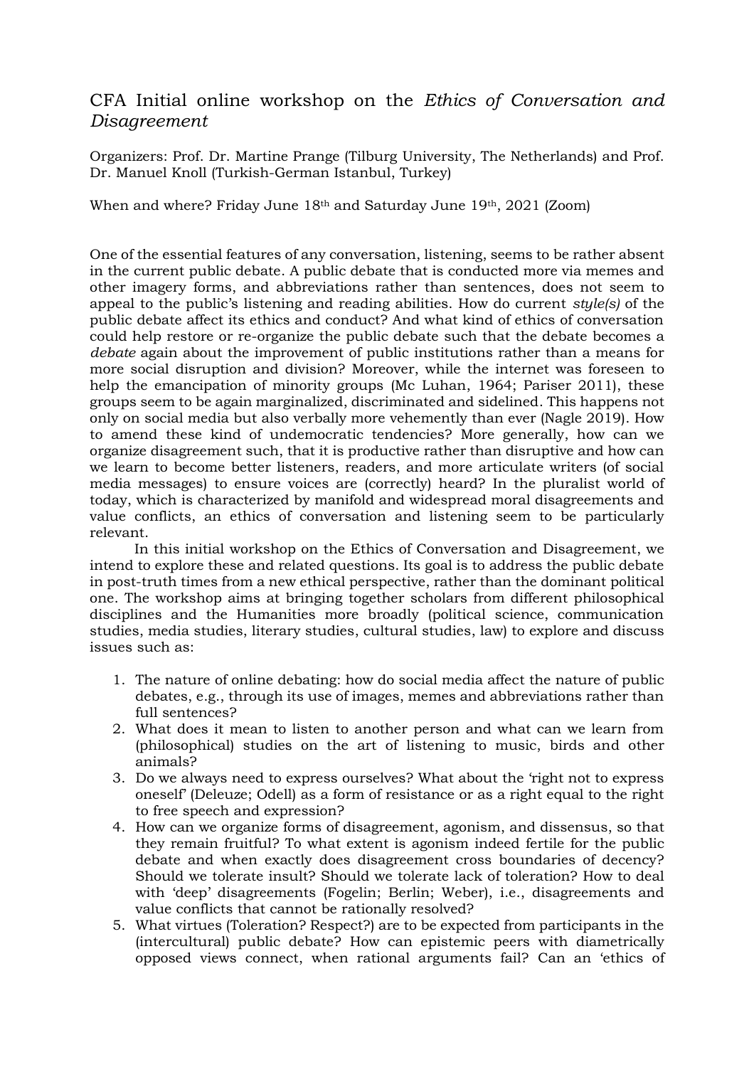# CFA Initial online workshop on the *Ethics of Conversation and Disagreement*

Organizers: Prof. Dr. Martine Prange (Tilburg University, The Netherlands) and Prof. Dr. Manuel Knoll (Turkish-German Istanbul, Turkey)

When and where? Friday June 18th and Saturday June 19th, 2021 (Zoom)

One of the essential features of any conversation, listening, seems to be rather absent in the current public debate. A public debate that is conducted more via memes and other imagery forms, and abbreviations rather than sentences, does not seem to appeal to the public's listening and reading abilities. How do current *style(s)* of the public debate affect its ethics and conduct? And what kind of ethics of conversation could help restore or re-organize the public debate such that the debate becomes a *debate* again about the improvement of public institutions rather than a means for more social disruption and division? Moreover, while the internet was foreseen to help the emancipation of minority groups (Mc Luhan, 1964; Pariser 2011), these groups seem to be again marginalized, discriminated and sidelined. This happens not only on social media but also verbally more vehemently than ever (Nagle 2019). How to amend these kind of undemocratic tendencies? More generally, how can we organize disagreement such, that it is productive rather than disruptive and how can we learn to become better listeners, readers, and more articulate writers (of social media messages) to ensure voices are (correctly) heard? In the pluralist world of today, which is characterized by manifold and widespread moral disagreements and value conflicts, an ethics of conversation and listening seem to be particularly relevant.

In this initial workshop on the Ethics of Conversation and Disagreement, we intend to explore these and related questions. Its goal is to address the public debate in post-truth times from a new ethical perspective, rather than the dominant political one. The workshop aims at bringing together scholars from different philosophical disciplines and the Humanities more broadly (political science, communication studies, media studies, literary studies, cultural studies, law) to explore and discuss issues such as:

1. The nature of online debating: how do social media affect the nature of public debates, e.g., through its use of images, memes and abbreviations rather than full sentences?
2. What does it mean to listen to another person and what can we learn from (philosophical) studies on the art of listening to music, birds and other animals?
3. Do we always need to express ourselves? What about the 'right not to express oneself' (Deleuze; Odell) as a form of resistance or as a right equal to the right to free speech and expression?
4. How can we organize forms of disagreement, agonism, and dissensus, so that they remain fruitful? To what extent is agonism indeed fertile for the public debate and when exactly does disagreement cross boundaries of decency? Should we tolerate insult? Should we tolerate lack of toleration? How to deal with 'deep' disagreements (Fogelin; Berlin; Weber), i.e., disagreements and value conflicts that cannot be rationally resolved?
5. What virtues (Toleration? Respect?) are to be expected from participants in the (intercultural) public debate? How can epistemic peers with diametrically opposed views connect, when rational arguments fail? Can an 'ethics of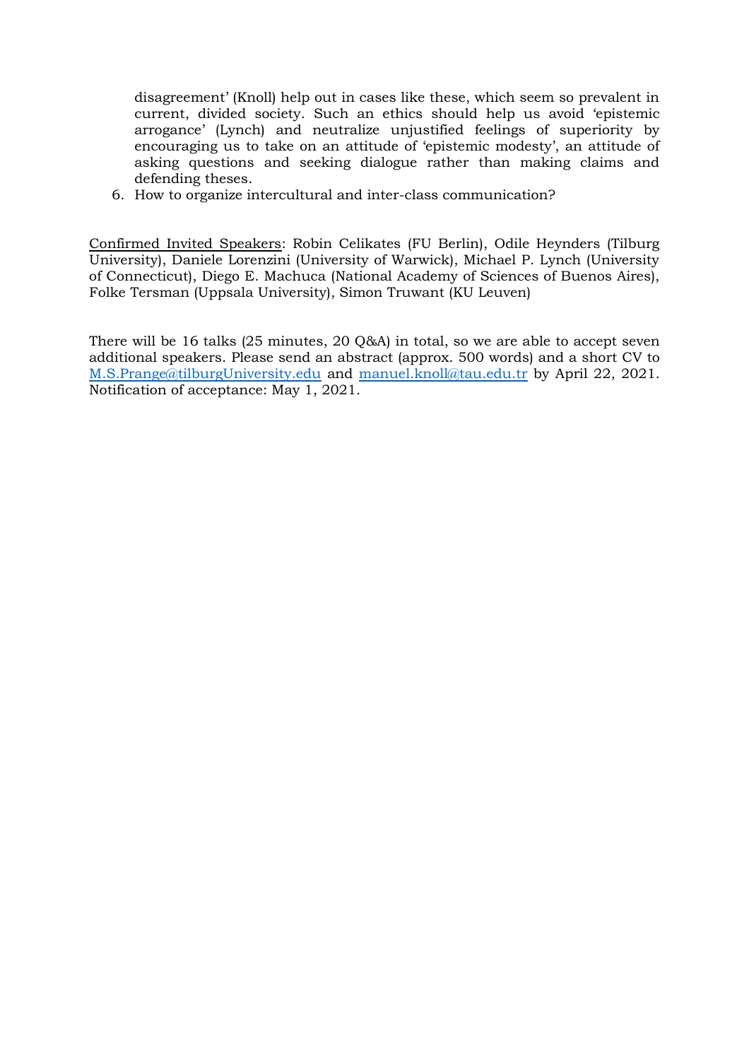disagreement' (Knoll) help out in cases like these, which seem so prevalent in current, divided society. Such an ethics should help us avoid 'epistemic arrogance' (Lynch) and neutralize unjustified feelings of superiority by encouraging us to take on an attitude of 'epistemic modesty', an attitude of asking questions and seeking dialogue rather than making claims and defending theses.

6. How to organize intercultural and inter-class communication?

Confirmed Invited Speakers: Robin Celikates (FU Berlin), Odile Heynders (Tilburg University), Daniele Lorenzini (University of Warwick), Michael P. Lynch (University of Connecticut), Diego E. Machuca (National Academy of Sciences of Buenos Aires), Folke Tersman (Uppsala University), Simon Truwant (KU Leuven)

There will be 16 talks (25 minutes, 20 Q&A) in total, so we are able to accept seven additional speakers. Please send an abstract (approx. 500 words) and a short CV to M.S.Prange@tilburgUniversity.edu and manuel.knoll@tau.edu.tr by April 22, 2021. Notification of acceptance: May 1, 2021.